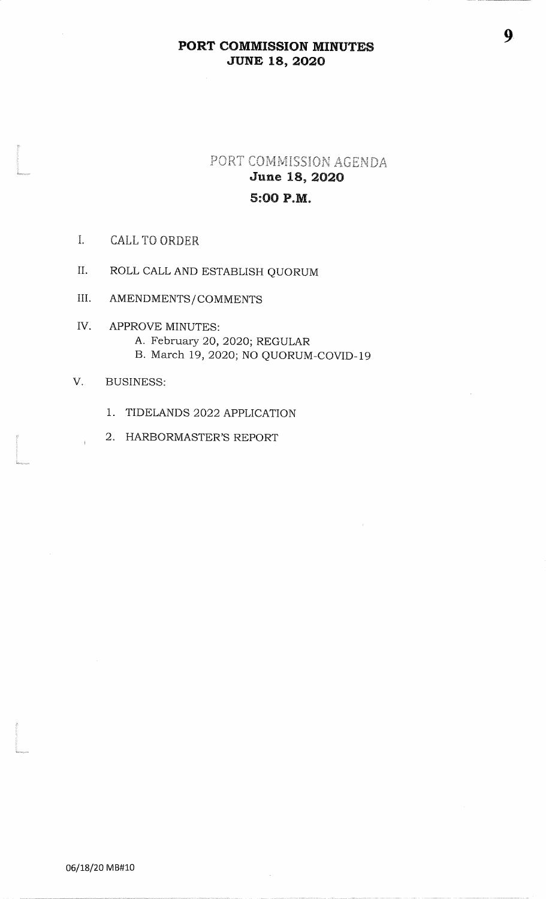# PORT COMMISSION MINUTES
## JUNE 18, 2020

## PORT COMMISSION AGENDA
### June 18, 2020
### 5:00 P.M.

I. CALL TO ORDER

II. ROLL CALL AND ESTABLISH QUORUM

III. AMENDMENTS/COMMENTS

IV. APPROVE MINUTES:
   A. February 20, 2020; REGULAR
   B. March 19, 2020; NO QUORUM-COVID-19

V. BUSINESS:

   1. TIDELANDS 2022 APPLICATION
   2. HARBORMASTER'S REPORT

06/18/20 MB#10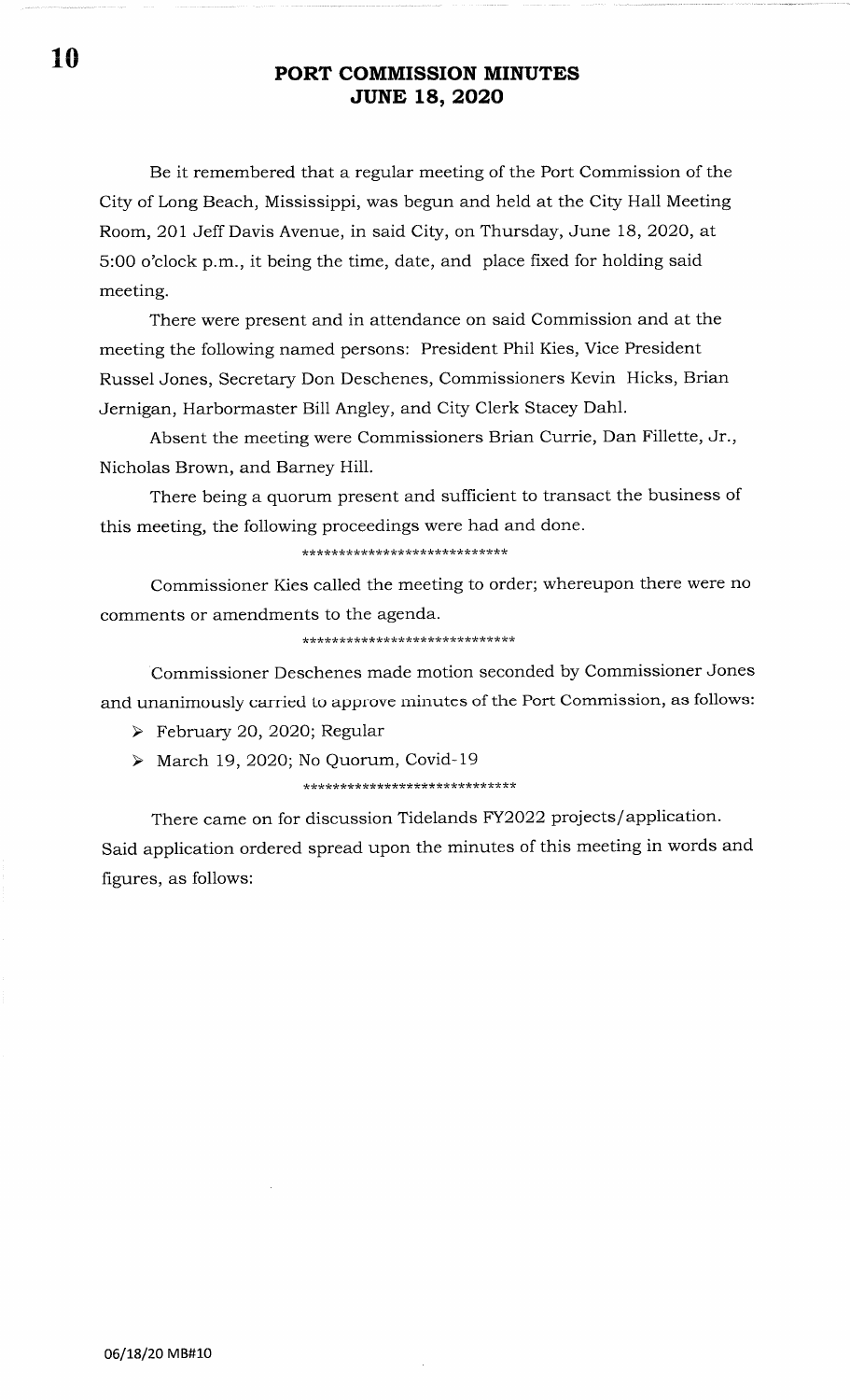# PORT COMMISSION MINUTES
# JUNE 18, 2020

Be it remembered that a regular meeting of the Port Commission of the City of Long Beach, Mississippi, was begun and held at the City Hall Meeting Room, 201 Jeff Davis Avenue, in said City, on Thursday, June 18, 2020, at 5:00 o'clock p.m., it being the time, date, and place fixed for holding said meeting.

There were present and in attendance on said Commission and at the meeting the following named persons: President Phil Kies, Vice President Russel Jones, Secretary Don Deschenes, Commissioners Kevin Hicks, Brian Jernigan, Harbormaster Bill Angley, and City Clerk Stacey Dahl.

Absent the meeting were Commissioners Brian Currie, Dan Fillette, Jr., Nicholas Brown, and Barney Hill.

There being a quorum present and sufficient to transact the business of this meeting, the following proceedings were had and done.

*****************************

Commissioner Kies called the meeting to order; whereupon there were no comments or amendments to the agenda.

*****************************

Commissioner Deschenes made motion seconded by Commissioner Jones and unanimously carried to approve minutes of the Port Commission, as follows:

- February 20, 2020; Regular
- March 19, 2020; No Quorum, Covid-19

*****************************

There came on for discussion Tidelands FY2022 projects/application. Said application ordered spread upon the minutes of this meeting in words and figures, as follows:

06/18/20 MB#10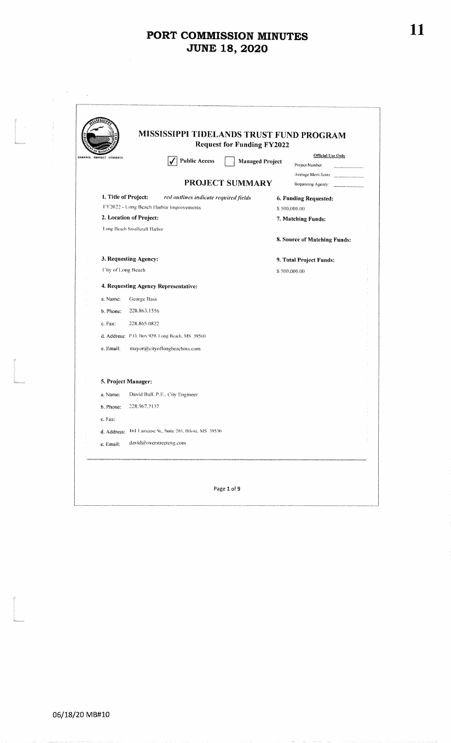# PORT COMMISSION MINUTES
# JUNE 18, 2020

## MISSISSIPPI TIDELANDS TRUST FUND PROGRAM

**Request for Funding FY2022**

ENHANCE PROTECT CONSERVE

☑ Public Access ☐ Managed Project

**Official Use Only**

Project Number: ____

Average Merit Score: ____

Requesting Agency: ____

## PROJECT SUMMARY

**1. Title of Project:** *red outlines indicate required fields*

FY2022 - Long Beach Harbor Improvements

**2. Location of Project:**

Long Beach Smallcraft Harbor

**3. Requesting Agency:**

City of Long Beach

**4. Requesting Agency Representative:**

a. Name: George Bass

b. Phone: 228.863.1556

c. Fax: 228.865.0822

d. Address: P.O. Box 929, Long Beach, MS 39560

e. Email: mayor@cityoflongbeachms.com

**5. Project Manager:**

a. Name: David Ball, P.E., City Engineer

b. Phone: 228.967.7137

c. Fax:

d. Address: 161 Lameuse St., Suite 203, Biloxi, MS 39530

e. Email: david@overstreeteng.com

**6. Funding Requested:**

$ 500,000.00

**7. Matching Funds:**

**8. Source of Matching Funds:**

**9. Total Project Funds:**

$ 500,000.00

06/18/20 MB#10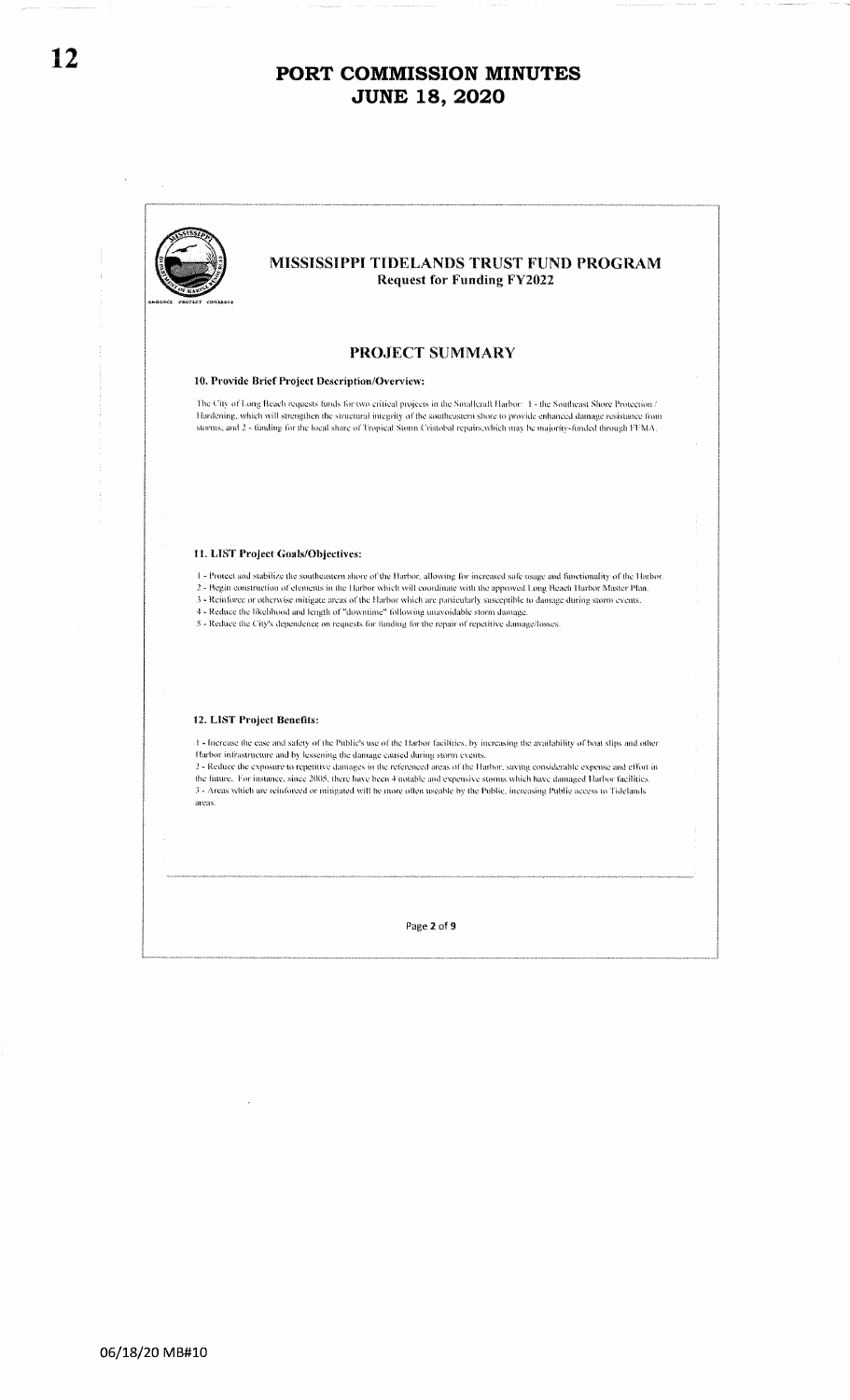# PORT COMMISSION MINUTES
# JUNE 18, 2020

## MISSISSIPPI TIDELANDS TRUST FUND PROGRAM
### Request for Funding FY2022

## PROJECT SUMMARY

### 10. Provide Brief Project Description/Overview:

The City of Long Beach requests funds for two critical projects in the Smallcraft Harbor: 1 - the Southeast Shore Protection / Hardening, which will strengthen the structural integrity of the southeastern shore to provide enhanced damage resistance from storms; and 2 - funding for the local share of Tropical Storm Cristobal repairs, which may be majority-funded through FEMA.

### 11. LIST Project Goals/Objectives:

1 - Protect and stabilize the southeastern shore of the Harbor, allowing for increased safe usage and functionality of the Harbor.
2 - Begin construction of elements in the Harbor which will coordinate with the approved Long Beach Harbor Master Plan.
3 - Reinforce or otherwise mitigate areas of the Harbor which are particularly susceptible to damage during storm events.
4 - Reduce the likelihood and length of "downtime" following unavoidable storm damage.
5 - Reduce the City's dependence on requests for funding for the repair of repetitive damage/losses.

### 12. LIST Project Benefits:

1 - Increase the ease and safety of the Public's use of the Harbor facilities, by increasing the availability of boat slips and other Harbor infrastructure and by lessening the damage caused during storm events.
2 - Reduce the exposure to repetitive damages in the referenced areas of the Harbor, saving considerable expense and effort in the future. For instance, since 2005, there have been 4 notable and expensive storms which have damaged Harbor facilities.
3 - Areas which are reinforced or mitigated will be more often useable by the Public, increasing Public access to Tidelands areas.

06/18/20 MB#10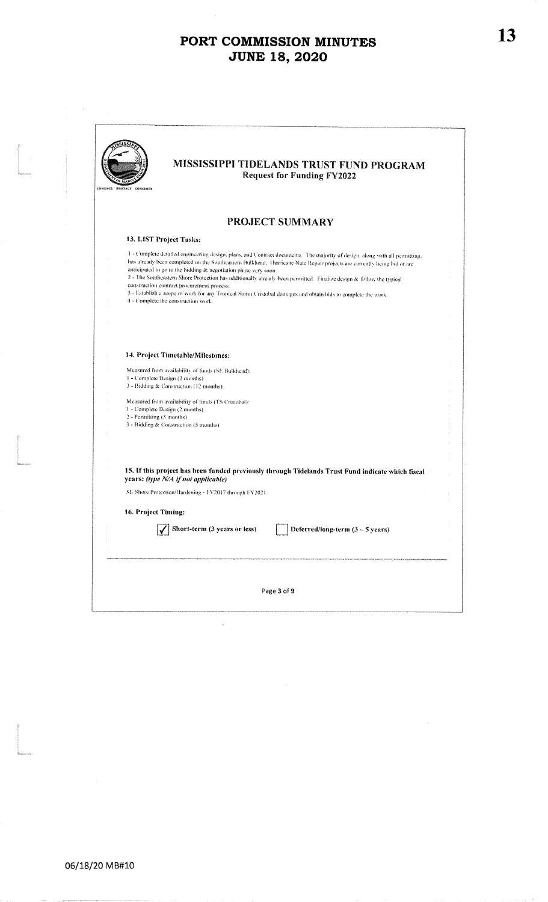# PORT COMMISSION MINUTES
# JUNE 18, 2020

## MISSISSIPPI TIDELANDS TRUST FUND PROGRAM
**Request for Funding FY2022**

## PROJECT SUMMARY

### 13. LIST Project Tasks:

1 - Complete detailed engineering design, plans, and Contract documents. The majority of design, along with all permitting, has already been completed on the Southeastern Bulkhead. Hurricane Nate Repair projects are currently being bid or are anticipated to go to the bidding & negotiation phase very soon.
2 - The Southeastern Shore Protection has additionally already been permitted. Finalize design & follow the typical construction contract procurement process.
3 - Establish a scope of work for any Tropical Storm Cristobal damages and obtain bids to complete the work.
4 - Complete the construction work.

### 14. Project Timetable/Milestones:

Measured from availability of funds (SE Bulkhead):
1 - Complete Design (2 months)
3 - Bidding & Construction (12 months)

Measured from availability of funds (TS Cristobal):
1 - Complete Design (2 months)
2 - Permitting (3 months)
3 - Bidding & Construction (5 months)

### 15. If this project has been funded previously through Tidelands Trust Fund indicate which fiscal years: *(type N/A if not applicable)*

SE Shore Protection/Hardening - FY2017 through FY2021

### 16. Project Timing:

☑ Short-term (3 years or less)

☐ Deferred/long-term (3 – 5 years)

06/18/20 MB#10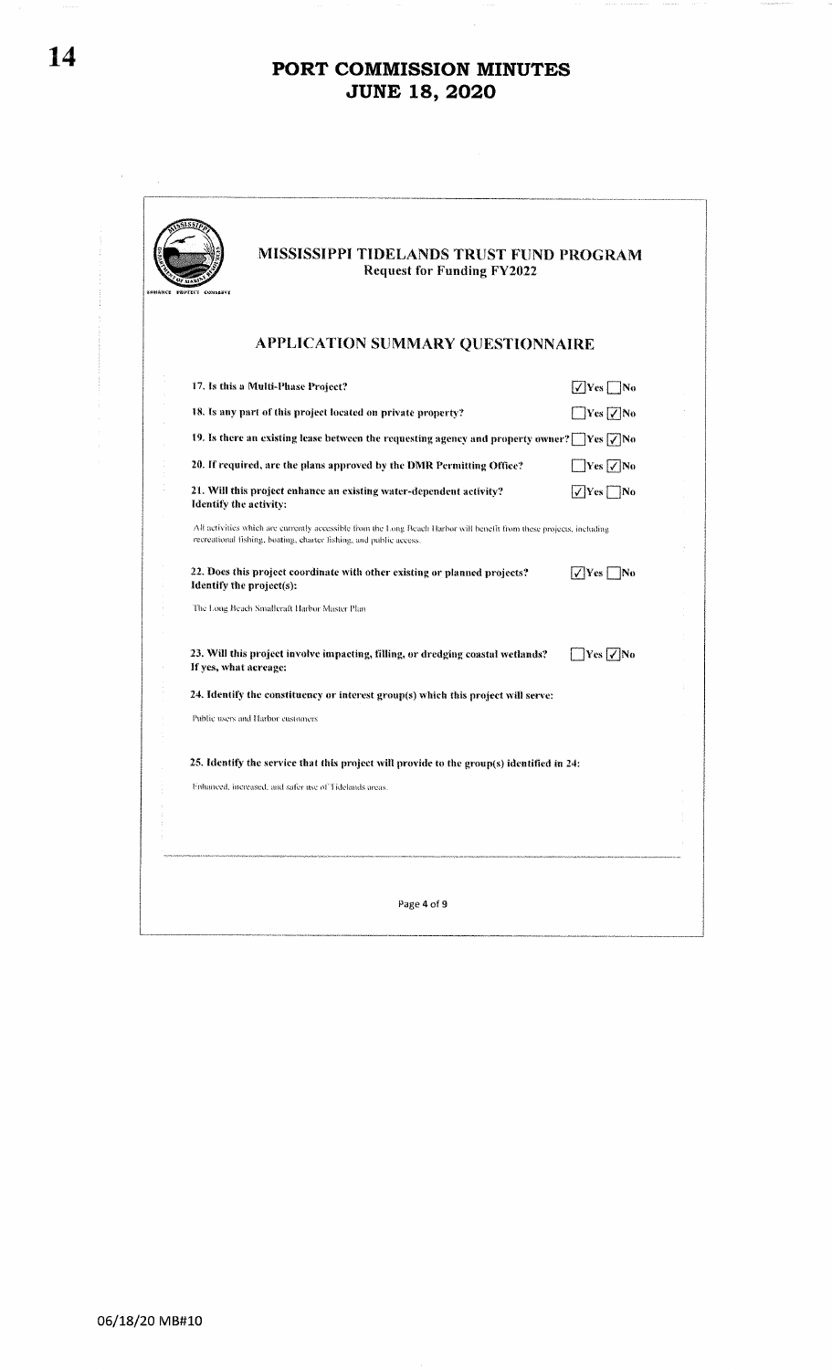# MISSISSIPPI TIDELANDS TRUST FUND PROGRAM

Request for Funding FY2022

## APPLICATION SUMMARY QUESTIONNAIRE

**17. Is this a Multi-Phase Project?** ☑ Yes ☐ No

**18. Is any part of this project located on private property?** ☐ Yes ☑ No

**19. Is there an existing lease between the requesting agency and property owner?** ☐ Yes ☑ No

**20. If required, are the plans approved by the DMR Permitting Office?** ☐ Yes ☑ No

**21. Will this project enhance an existing water-dependent activity?** ☑ Yes ☐ No
**Identify the activity:**

All activities which are currently accessible from the Long Beach Harbor will benefit from these projects, including recreational fishing, boating, charter fishing, and public access.

**22. Does this project coordinate with other existing or planned projects?** ☑ Yes ☐ No
**Identify the project(s):**

The Long Beach Smallcraft Harbor Master Plan

**23. Will this project involve impacting, filling, or dredging coastal wetlands?** ☐ Yes ☑ No
**If yes, what acreage:**

**24. Identify the constituency or interest group(s) which this project will serve:**

Public users and Harbor customers

**25. Identify the service that this project will provide to the group(s) identified in 24:**

Enhanced, increased, and safer use of Tidelands areas.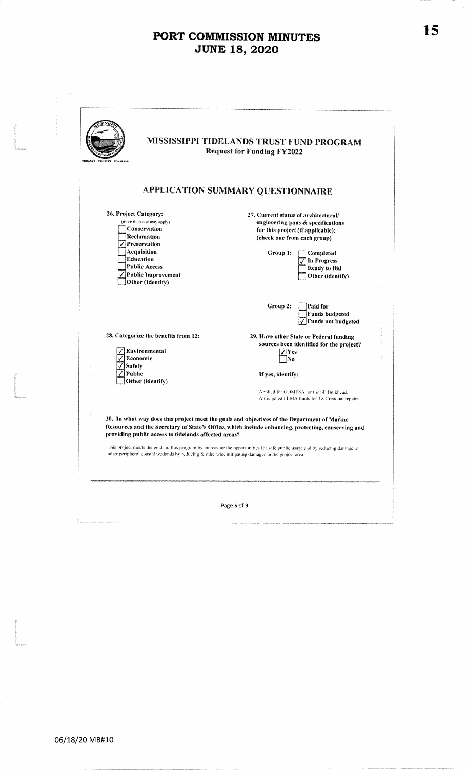# PORT COMMISSION MINUTES
# JUNE 18, 2020

## MISSISSIPPI TIDELANDS TRUST FUND PROGRAM
**Request for Funding FY2022**

ENHANCE PROTECT CONSERVE

## APPLICATION SUMMARY QUESTIONNAIRE

**26. Project Category:**
(more than one may apply)

- [ ] Conservation
- [ ] Reclamation
- [x] Preservation
- [ ] Acquisition
- [ ] Education
- [ ] Public Access
- [x] Public Improvement
- [ ] Other (Identify)

**27. Current status of architectural/ engineering pans & specifications for this project (if applicable): (check one from each group)**

Group 1:
- [ ] Completed
- [x] In Progress
- [ ] Ready to Bid
- [ ] Other (identify)

Group 2:
- [ ] Paid for
- [ ] Funds budgeted
- [x] Funds not budgeted

**28. Categorize the benefits from 12:**

- [x] Environmental
- [x] Economic
- [x] Safety
- [x] Public
- [ ] Other (identify)

**29. Have other State or Federal funding sources been identified for the project?**

- [x] Yes
- [ ] No

**If yes, identify:**

Applied for GOMESA for the SE Bulkhead.
Anticipated FEMA funds for TS Cristobal repairs.

**30. In what way does this project meet the goals and objectives of the Department of Marine Resources and the Secretary of State's Office, which include enhancing, protecting, conserving and providing public access to tidelands affected areas?**

This project meets the goals of this program by increasing the opportunities for safe public usage and by reducing damage to other peripheral coastal wetlands by reducing & otherwise mitigating damages in the project area.

06/18/20 MB#10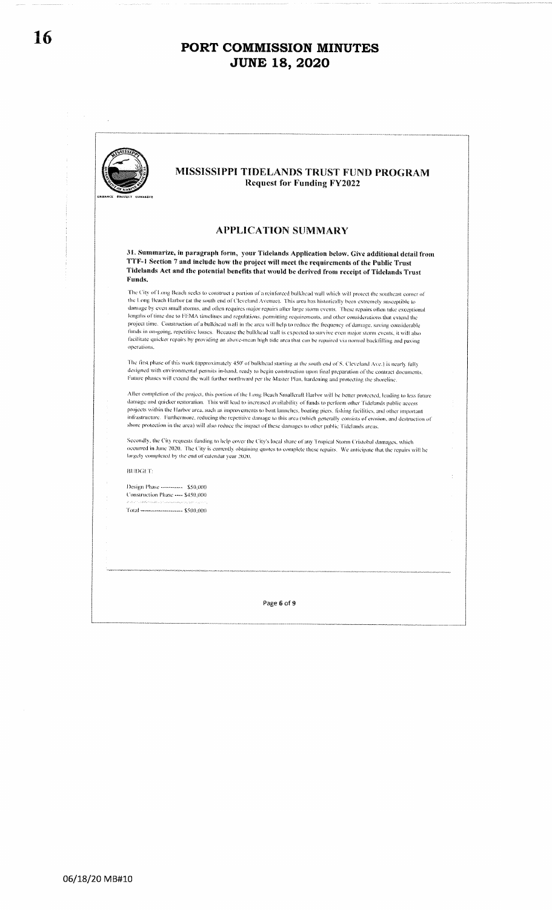# PORT COMMISSION MINUTES
# JUNE 18, 2020

## MISSISSIPPI TIDELANDS TRUST FUND PROGRAM
### Request for Funding FY2022

## APPLICATION SUMMARY

**31. Summarize, in paragraph form, your Tidelands Application below. Give additional detail from TTF-1 Section 7 and include how the project will meet the requirements of the Public Trust Tidelands Act and the potential benefits that would be derived from receipt of Tidelands Trust Funds.**

The City of Long Beach seeks to construct a portion of a reinforced bulkhead wall which will protect the southeast corner of the Long Beach Harbor (at the south end of Cleveland Avenue). This area has historically been extremely susceptible to damage by even small storms, and often requires major repairs after large storm events. These repairs often take exceptional lengths of time due to FEMA timelines and regulations, permitting requirements, and other considerations that extend the project time. Construction of a bulkhead wall in the area will help to reduce the frequency of damage, saving considerable funds in on-going, repetitive losses. Because the bulkhead wall is expected to survive even major storm events, it will also facilitate quicker repairs by providing an above-mean high tide area that can be repaired via normal backfilling and paving operations.

The first phase of this work (approximately 450' of bulkhead starting at the south end of S. Cleveland Ave.) is nearly fully designed with environmental permits in-hand, ready to begin construction upon final preparation of the contract documents. Future phases will extend the wall further northward per the Master Plan, hardening and protecting the shoreline.

After completion of the project, this portion of the Long Beach Smallcraft Harbor will be better protected, leading to less future damage and quicker restoration. This will lead to increased availability of funds to perform other Tidelands public access projects within the Harbor area, such as improvements to boat launches, boating piers, fishing facilities, and other important infrastructure. Furthermore, reducing the repetitive damage to this area (which generally consists of erosion, and destruction of shore protection in the area) will also reduce the impact of these damages to other public Tidelands areas.

Secondly, the City requests funding to help cover the City's local share of any Tropical Storm Cristobal damages, which occurred in June 2020. The City is currently obtaining quotes to complete these repairs. We anticipate that the repairs will be largely completed by the end of calendar year 2020.

BUDGET:

Design Phase ----------- \$50,000
Construction Phase ---- \$450,000
Total ---------------------- \$500,000

06/18/20 MB#10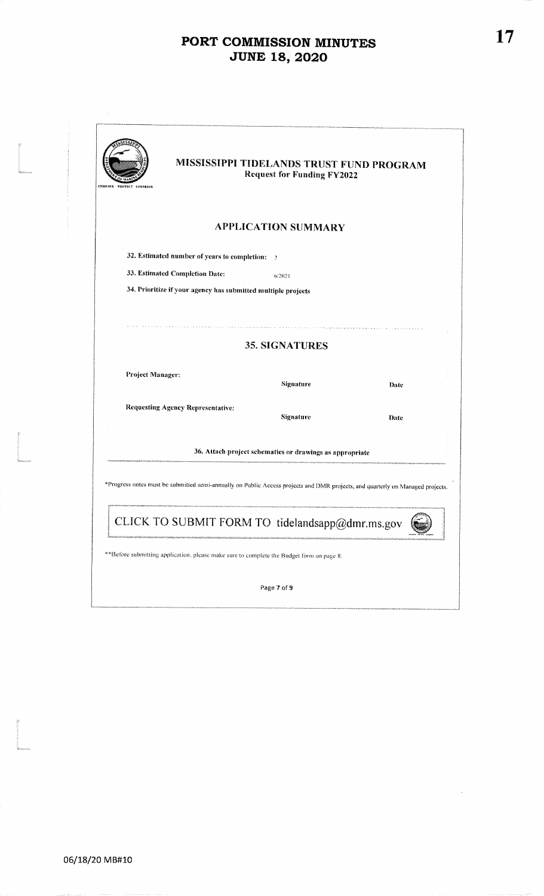# MISSISSIPPI TIDELANDS TRUST FUND PROGRAM

Request for Funding FY2022

## APPLICATION SUMMARY

**32. Estimated number of years to completion:** 2

**33. Estimated Completion Date:** 6/2021

**34. Prioritize if your agency has submitted multiple projects**

## 35. SIGNATURES

| | | |
|---|---|---|
| **Project Manager:** | **Signature** | **Date** |
| **Requesting Agency Representative:** | **Signature** | **Date** |

**36. Attach project schematics or drawings as appropriate**

*Progress notes must be submitted semi-annually on Public Access projects and DMR projects, and quarterly on Managed projects.

CLICK TO SUBMIT FORM TO tidelandsapp@dmr.ms.gov

**Before submitting application, please make sure to complete the Budget form on page 8.

06/18/20 MB#10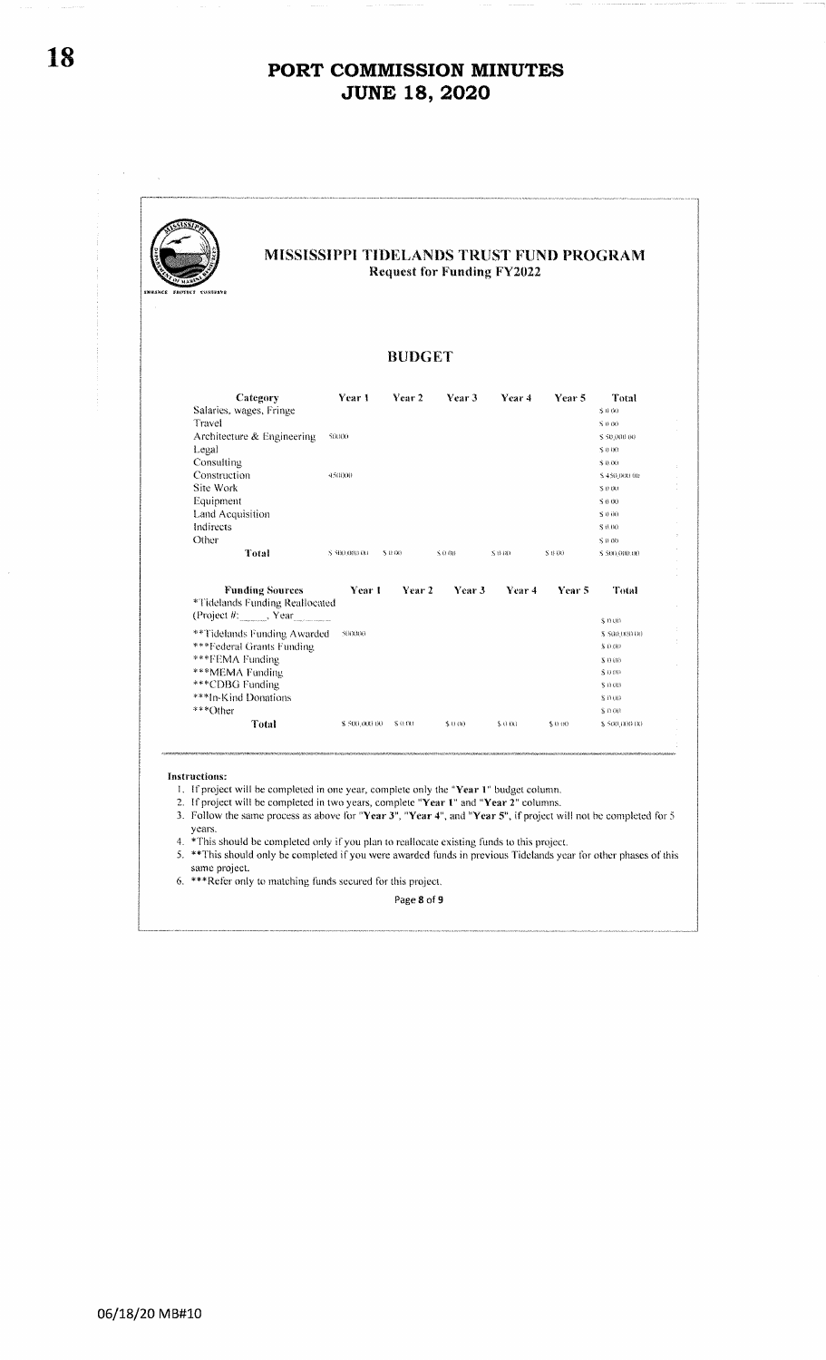# PORT COMMISSION MINUTES
## JUNE 18, 2020

ENHANCE PROTECT CONSERVE

## MISSISSIPPI TIDELANDS TRUST FUND PROGRAM
### Request for Funding FY2022

### BUDGET

| Category | Year 1 | Year 2 | Year 3 | Year 4 | Year 5 | Total |
|---|---|---|---|---|---|---|
| Salaries, wages, Fringe | | | | | | $ 0.00 |
| Travel | | | | | | $ 0.00 |
| Architecture & Engineering | 50000 | | | | | $ 50,000.00 |
| Legal | | | | | | $ 0.00 |
| Consulting | | | | | | $ 0.00 |
| Construction | 450000 | | | | | $ 450,000.00 |
| Site Work | | | | | | $ 0.00 |
| Equipment | | | | | | $ 0.00 |
| Land Acquisition | | | | | | $ 0.00 |
| Indirects | | | | | | $ 0.00 |
| Other | | | | | | $ 0.00 |
| **Total** | $ 500,000.00 | $ 0.00 | $ 0.00 | $ 0.00 | $ 0.00 | $ 500,000.00 |

| Funding Sources | Year 1 | Year 2 | Year 3 | Year 4 | Year 5 | Total |
|---|---|---|---|---|---|---|
| *Tidelands Funding Reallocated (Project #:\_\_\_\_\_, Year\_\_\_\_\_) | | | | | | $ 0.00 |
| **Tidelands Funding Awarded | 500000 | | | | | $ 500,000.00 |
| ***Federal Grants Funding | | | | | | $ 0.00 |
| ***FEMA Funding | | | | | | $ 0.00 |
| ***MEMA Funding | | | | | | $ 0.00 |
| ***CDBG Funding | | | | | | $ 0.00 |
| ***In-Kind Donations | | | | | | $ 0.00 |
| ***Other | | | | | | $ 0.00 |
| **Total** | $ 500,000.00 | $ 0.00 | $ 0.00 | $ 0.00 | $ 0.00 | $ 500,000.00 |

**Instructions:**

1. If project will be completed in one year, complete only the "**Year 1**" budget column.
2. If project will be completed in two years, complete "**Year 1**" and "**Year 2**" columns.
3. Follow the same process as above for "**Year 3**", "**Year 4**", and "**Year 5**", if project will not be completed for 5 years.
4. *This should be completed only if you plan to reallocate existing funds to this project.
5. **This should only be completed if you were awarded funds in previous Tidelands year for other phases of this same project.
6. ***Refer only to matching funds secured for this project.

06/18/20 MB#10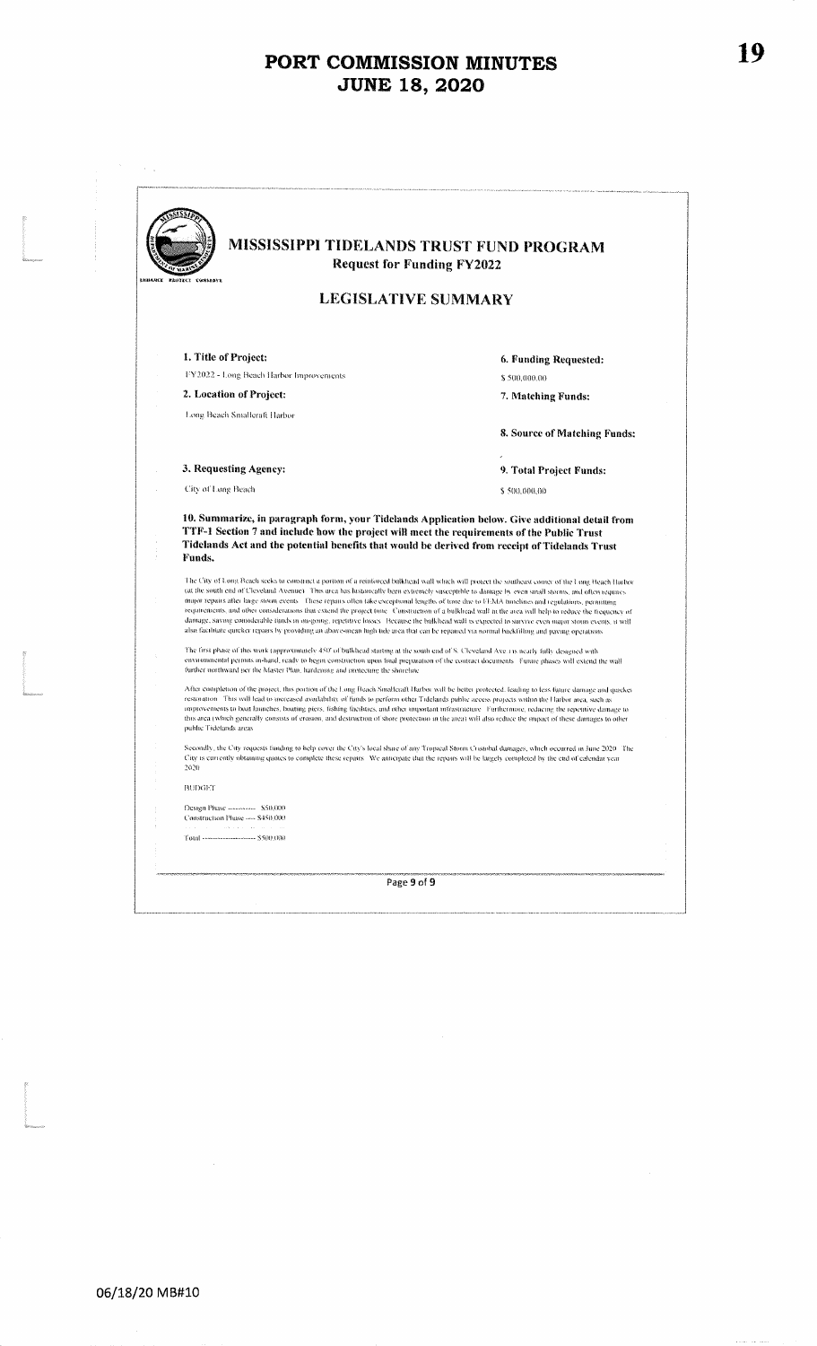# MISSISSIPPI TIDELANDS TRUST FUND PROGRAM

**Request for Funding FY2022**

## LEGISLATIVE SUMMARY

**1. Title of Project:**

FY2022 - Long Beach Harbor Improvements

**2. Location of Project:**

Long Beach Smallcraft Harbor

**3. Requesting Agency:**

City of Long Beach

**6. Funding Requested:**

$ 500,000.00

**7. Matching Funds:**

**8. Source of Matching Funds:**

**9. Total Project Funds:**

$ 500,000.00

**10. Summarize, in paragraph form, your Tidelands Application below. Give additional detail from TTF-1 Section 7 and include how the project will meet the requirements of the Public Trust Tidelands Act and the potential benefits that would be derived from receipt of Tidelands Trust Funds.**

The City of Long Beach seeks to construct a portion of a reinforced bulkhead wall which will protect the southeast corner of the Long Beach Harbor (at the south end of Cleveland Avenue). This area has historically been extremely susceptible to damage by even small storms, and often requires major repairs after large storm events. These repairs often take exceptional lengths of time due to FEMA timelines and regulations, permitting requirements, and other considerations that extend the project time. Construction of a bulkhead wall in the area will help to reduce the frequency of damage, saving considerable funds in on-going, repetitive losses. Because the bulkhead wall is expected to survive even major storm events, it will also facilitate quicker repairs by providing an above-mean high tide area that can be repaired via normal backfilling and paving operations.

The first phase of this work (approximately 450' of bulkhead starting at the south end of S. Cleveland Ave.) is nearly fully designed with environmental permits in-hand, ready to begin construction upon final preparation of the contract documents. Future phases will extend the wall further northward per the Master Plan, hardening and protecting the shoreline.

After completion of the project, this portion of the Long Beach Smallcraft Harbor will be better protected, leading to less future damage and quicker restoration. This will lead to increased availability of funds to perform other Tidelands public access projects within the Harbor area, such as improvements to boat launches, boating piers, fishing facilities, and other important infrastructure. Furthermore, reducing the repetitive damage to this area (which generally consists of erosion, and destruction of shore protection in the area) will also reduce the impact of these damages to other public Tidelands areas.

Secondly, the City requests funding to help cover the City's local share of any Tropical Storm Cristobal damages, which occurred in June 2020. The City is currently obtaining quotes to complete these repairs. We anticipate that the repairs will be largely completed by the end of calendar year 2020.

BUDGET

Design Phase ----------- $50,000
Construction Phase ---- $450,000

Total --------------------- $500,000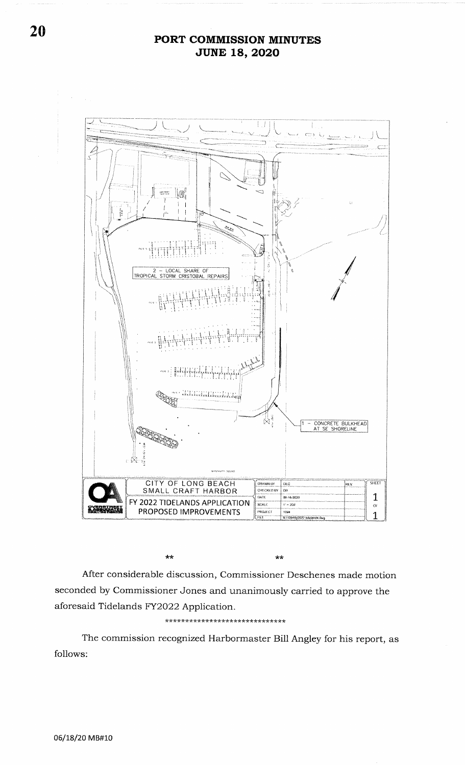# PORT COMMISSION MINUTES
## JUNE 18, 2020

2 – LOCAL SHARE OF TROPICAL STORM CRISTOBAL REPAIRS

1 – CONCRETE BULKHEAD AT SE SHORELINE

CITY OF LONG BEACH SMALL CRAFT HARBOR

FY 2022 TIDELANDS APPLICATION PROPOSED IMPROVEMENTS

DRAWN BY: DEC
CHECKED BY: DB
DATE: 06-16-2020
SCALE: 1" = 200'
PROJECT: 1094
SHEET 1 OF 1

\*\* \*\*

After considerable discussion, Commissioner Deschenes made motion seconded by Commissioner Jones and unanimously carried to approve the aforesaid Tidelands FY2022 Application.

\*\*\*\*\*\*\*\*\*\*\*\*\*\*\*\*\*\*\*\*\*\*\*\*\*\*\*\*\*\*

The commission recognized Harbormaster Bill Angley for his report, as follows: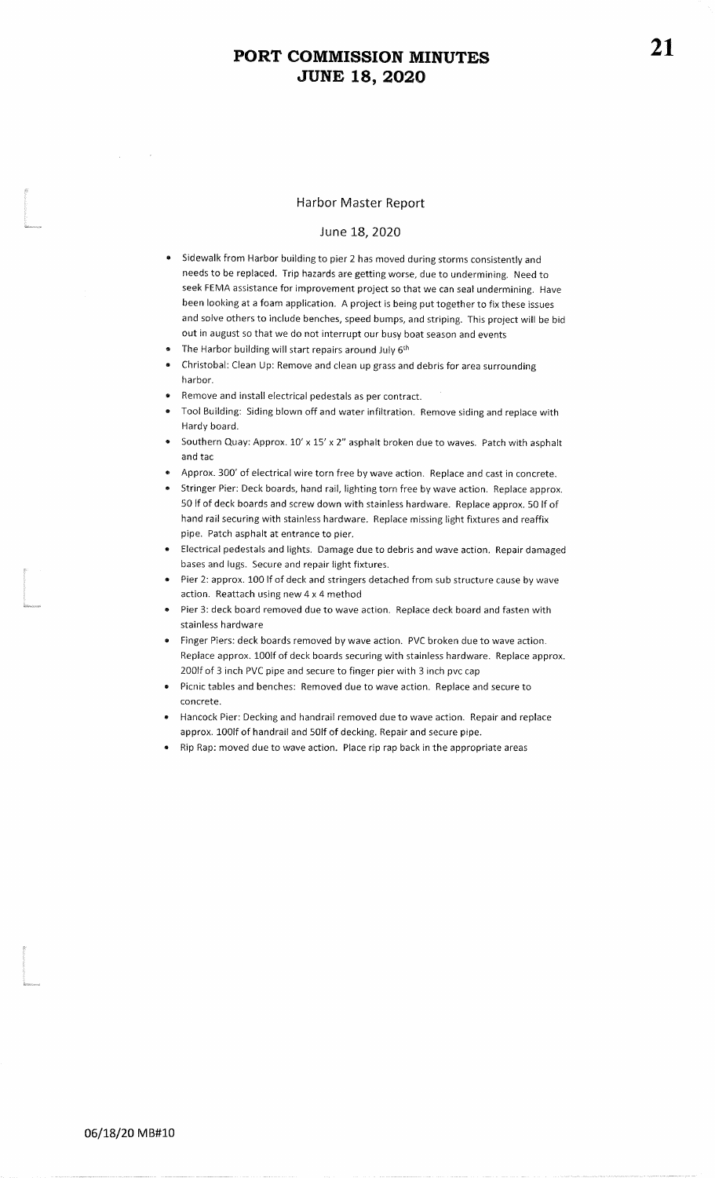## Harbor Master Report

June 18, 2020

- Sidewalk from Harbor building to pier 2 has moved during storms consistently and needs to be replaced. Trip hazards are getting worse, due to undermining. Need to seek FEMA assistance for improvement project so that we can seal undermining. Have been looking at a foam application. A project is being put together to fix these issues and solve others to include benches, speed bumps, and striping. This project will be bid out in august so that we do not interrupt our busy boat season and events
- The Harbor building will start repairs around July 6th
- Christobal: Clean Up: Remove and clean up grass and debris for area surrounding harbor.
- Remove and install electrical pedestals as per contract.
- Tool Building: Siding blown off and water infiltration. Remove siding and replace with Hardy board.
- Southern Quay: Approx. 10' x 15' x 2" asphalt broken due to waves. Patch with asphalt and tac
- Approx. 300' of electrical wire torn free by wave action. Replace and cast in concrete.
- Stringer Pier: Deck boards, hand rail, lighting torn free by wave action. Replace approx. 50 lf of deck boards and screw down with stainless hardware. Replace approx. 50 lf of hand rail securing with stainless hardware. Replace missing light fixtures and reaffix pipe. Patch asphalt at entrance to pier.
- Electrical pedestals and lights. Damage due to debris and wave action. Repair damaged bases and lugs. Secure and repair light fixtures.
- Pier 2: approx. 100 lf of deck and stringers detached from sub structure cause by wave action. Reattach using new 4 x 4 method
- Pier 3: deck board removed due to wave action. Replace deck board and fasten with stainless hardware
- Finger Piers: deck boards removed by wave action. PVC broken due to wave action. Replace approx. 100lf of deck boards securing with stainless hardware. Replace approx. 200lf of 3 inch PVC pipe and secure to finger pier with 3 inch pvc cap
- Picnic tables and benches: Removed due to wave action. Replace and secure to concrete.
- Hancock Pier: Decking and handrail removed due to wave action. Repair and replace approx. 100lf of handrail and 50lf of decking. Repair and secure pipe.
- Rip Rap: moved due to wave action. Place rip rap back in the appropriate areas

06/18/20 MB#10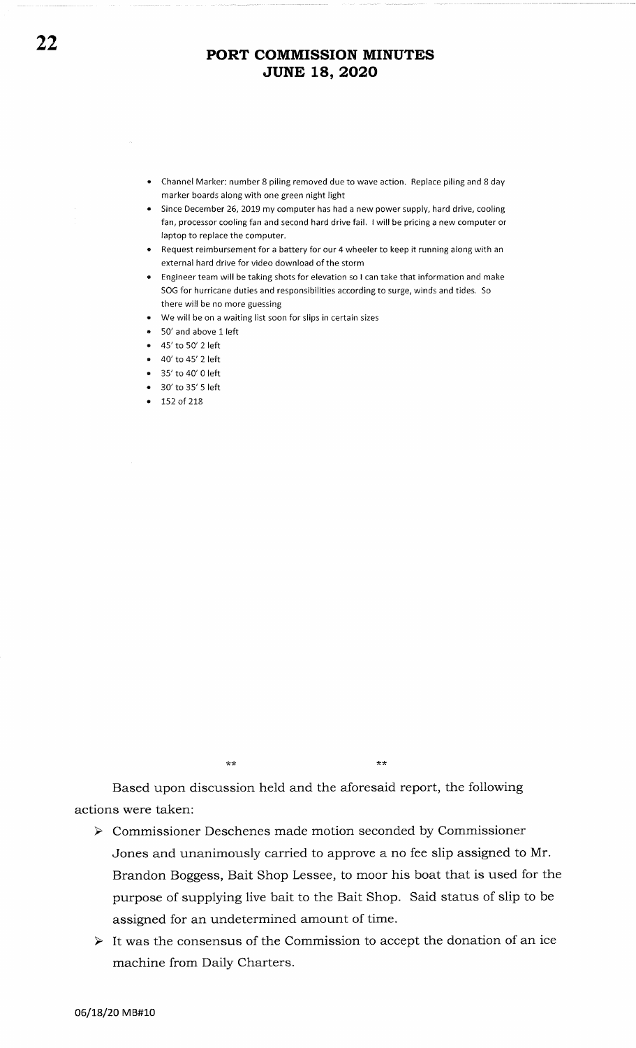- Channel Marker: number 8 piling removed due to wave action. Replace piling and 8 day marker boards along with one green night light
- Since December 26, 2019 my computer has had a new power supply, hard drive, cooling fan, processor cooling fan and second hard drive fail. I will be pricing a new computer or laptop to replace the computer.
- Request reimbursement for a battery for our 4 wheeler to keep it running along with an external hard drive for video download of the storm
- Engineer team will be taking shots for elevation so I can take that information and make SOG for hurricane duties and responsibilities according to surge, winds and tides. So there will be no more guessing
- We will be on a waiting list soon for slips in certain sizes
- 50' and above 1 left
- 45' to 50' 2 left
- 40' to 45' 2 left
- 35' to 40' 0 left
- 30' to 35' 5 left
- 152 of 218

** **

Based upon discussion held and the aforesaid report, the following actions were taken:

- Commissioner Deschenes made motion seconded by Commissioner Jones and unanimously carried to approve a no fee slip assigned to Mr. Brandon Boggess, Bait Shop Lessee, to moor his boat that is used for the purpose of supplying live bait to the Bait Shop. Said status of slip to be assigned for an undetermined amount of time.
- It was the consensus of the Commission to accept the donation of an ice machine from Daily Charters.

06/18/20 MB#10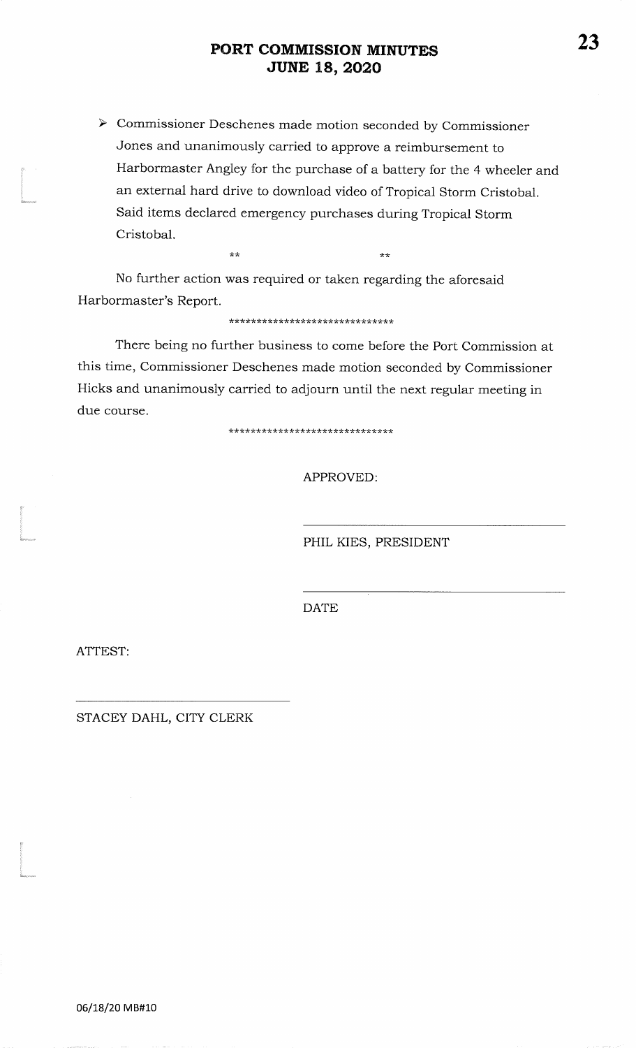- Commissioner Deschenes made motion seconded by Commissioner Jones and unanimously carried to approve a reimbursement to Harbormaster Angley for the purchase of a battery for the 4 wheeler and an external hard drive to download video of Tropical Storm Cristobal. Said items declared emergency purchases during Tropical Storm Cristobal.

** **

No further action was required or taken regarding the aforesaid Harbormaster's Report.

******************************

There being no further business to come before the Port Commission at this time, Commissioner Deschenes made motion seconded by Commissioner Hicks and unanimously carried to adjourn until the next regular meeting in due course.

******************************

APPROVED:

\_\_\_\_\_\_\_\_\_\_\_\_\_\_\_\_\_\_\_\_\_\_\_\_\_\_\_\_\_\_\_\_

PHIL KIES, PRESIDENT

\_\_\_\_\_\_\_\_\_\_\_\_\_\_\_\_\_\_\_\_\_\_\_\_\_\_\_\_\_\_\_\_

DATE

ATTEST:

\_\_\_\_\_\_\_\_\_\_\_\_\_\_\_\_\_\_\_\_\_\_\_\_\_\_\_\_\_\_\_\_

STACEY DAHL, CITY CLERK

06/18/20 MB#10